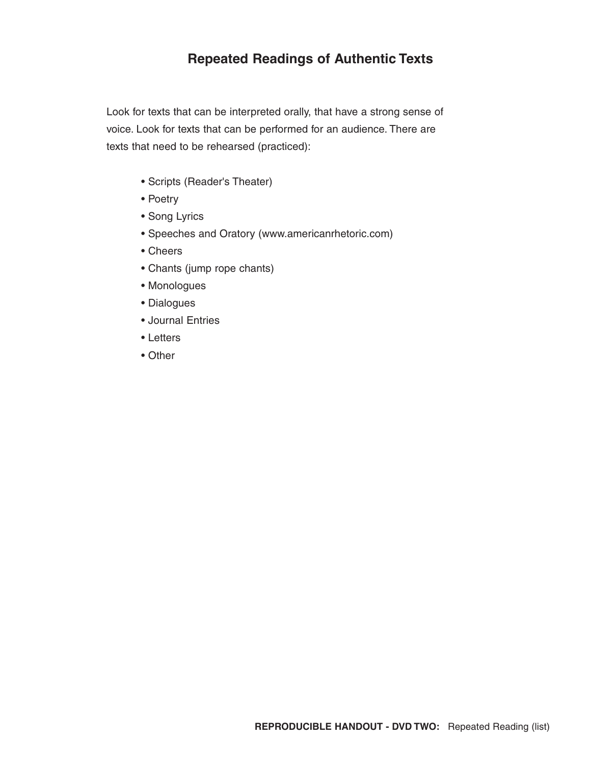# Repeated Readings of Authentic Texts

Look for texts that can be interpreted orally, that have a strong sense of voice. Look for texts that can be performed for an audience. There are texts that need to be rehearsed (practiced):

- Scripts (Reader's Theater)
- Poetry
- Song Lyrics
- Speeches and Oratory (www.americanrhetoric.com)
- Cheers
- Chants (jump rope chants)
- Monologues
- Dialogues
- Journal Entries
- Letters
- Other

**REPRODUCIBLE HANDOUT - DVD TWO:** Repeated Reading (list)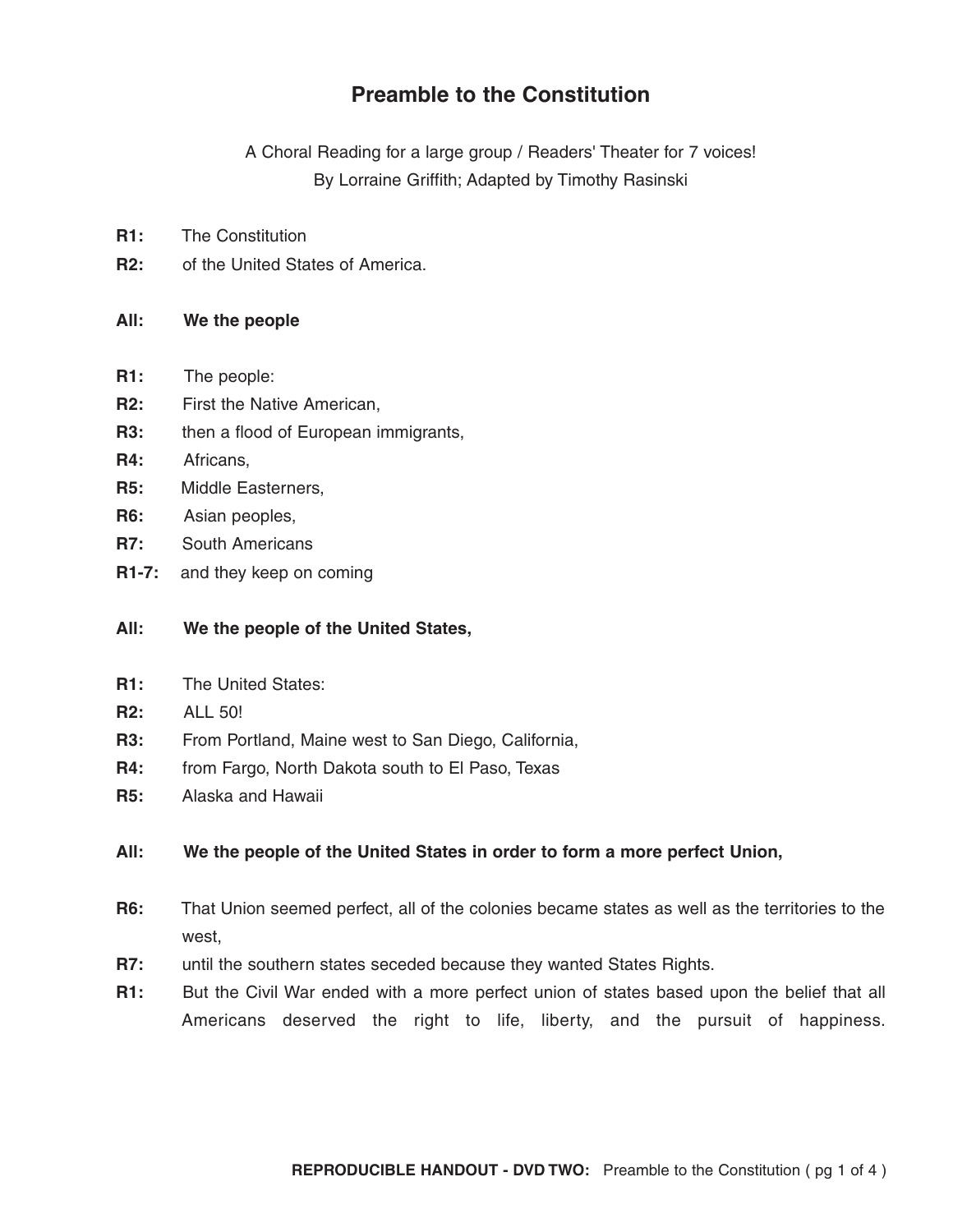# Preamble to the Constitution

A Choral Reading for a large group / Readers' Theater for 7 voices!
By Lorraine Griffith; Adapted by Timothy Rasinski

**R1:** The Constitution
**R2:** of the United States of America.

**All:** **We the people**

**R1:** The people:
**R2:** First the Native American,
**R3:** then a flood of European immigrants,
**R4:** Africans,
**R5:** Middle Easterners,
**R6:** Asian peoples,
**R7:** South Americans
**R1-7:** and they keep on coming

**All:** **We the people of the United States,**

**R1:** The United States:
**R2:** ALL 50!
**R3:** From Portland, Maine west to San Diego, California,
**R4:** from Fargo, North Dakota south to El Paso, Texas
**R5:** Alaska and Hawaii

**All:** **We the people of the United States in order to form a more perfect Union,**

**R6:** That Union seemed perfect, all of the colonies became states as well as the territories to the west,
**R7:** until the southern states seceded because they wanted States Rights.
**R1:** But the Civil War ended with a more perfect union of states based upon the belief that all Americans deserved the right to life, liberty, and the pursuit of happiness.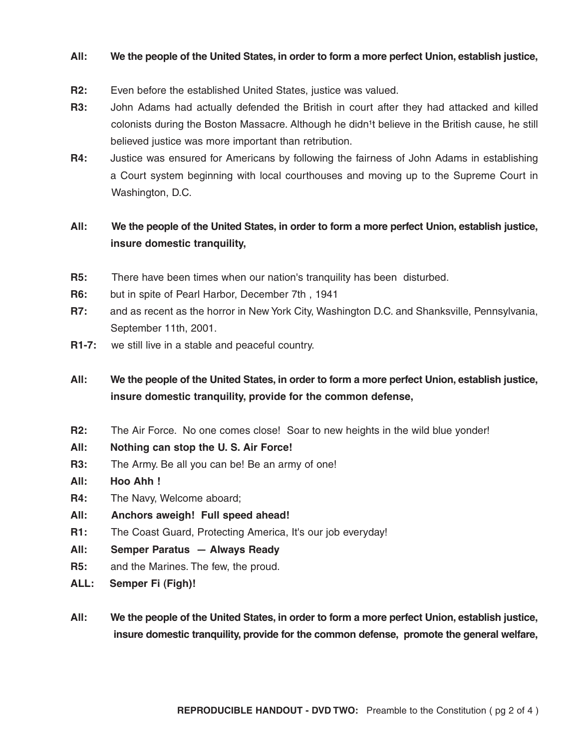**All:** **We the people of the United States, in order to form a more perfect Union, establish justice,**

**R2:** Even before the established United States, justice was valued.

**R3:** John Adams had actually defended the British in court after they had attacked and killed colonists during the Boston Massacre. Although he didn¹t believe in the British cause, he still believed justice was more important than retribution.

**R4:** Justice was ensured for Americans by following the fairness of John Adams in establishing a Court system beginning with local courthouses and moving up to the Supreme Court in Washington, D.C.

**All:** **We the people of the United States, in order to form a more perfect Union, establish justice, insure domestic tranquility,**

**R5:** There have been times when our nation's tranquility has been disturbed.

**R6:** but in spite of Pearl Harbor, December 7th , 1941

**R7:** and as recent as the horror in New York City, Washington D.C. and Shanksville, Pennsylvania, September 11th, 2001.

**R1-7:** we still live in a stable and peaceful country.

**All:** **We the people of the United States, in order to form a more perfect Union, establish justice, insure domestic tranquility, provide for the common defense,**

**R2:** The Air Force. No one comes close! Soar to new heights in the wild blue yonder!

**All:** **Nothing can stop the U. S. Air Force!**

**R3:** The Army. Be all you can be! Be an army of one!

**All:** **Hoo Ahh !**

**R4:** The Navy, Welcome aboard;

**All:** **Anchors aweigh! Full speed ahead!**

**R1:** The Coast Guard, Protecting America, It's our job everyday!

**All:** **Semper Paratus — Always Ready**

**R5:** and the Marines. The few, the proud.

**ALL:** **Semper Fi (Figh)!**

**All:** **We the people of the United States, in order to form a more perfect Union, establish justice, insure domestic tranquility, provide for the common defense, promote the general welfare,**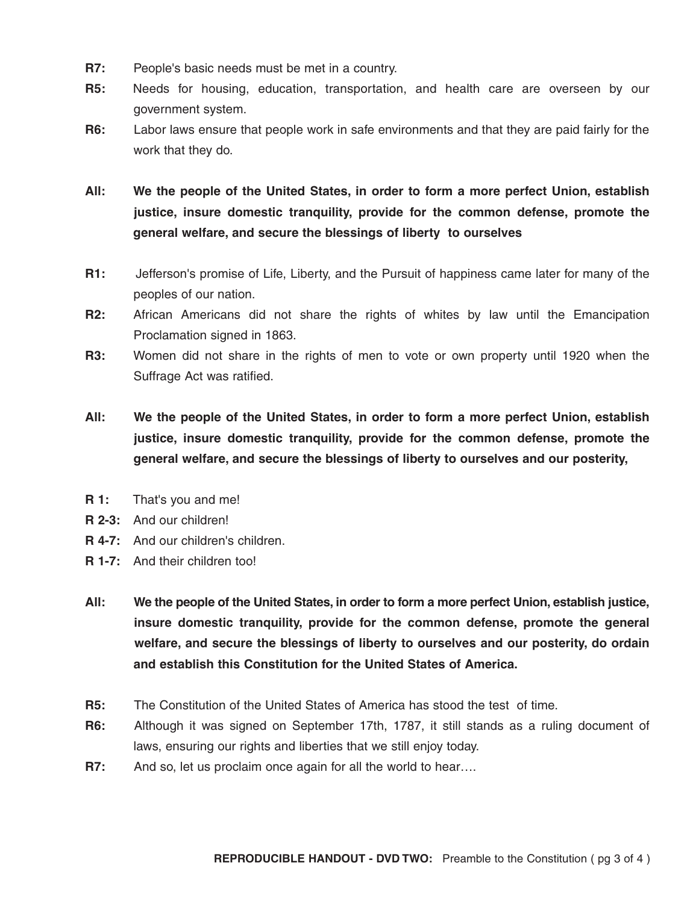**R7:** People's basic needs must be met in a country.

**R5:** Needs for housing, education, transportation, and health care are overseen by our government system.

**R6:** Labor laws ensure that people work in safe environments and that they are paid fairly for the work that they do.

**All: We the people of the United States, in order to form a more perfect Union, establish justice, insure domestic tranquility, provide for the common defense, promote the general welfare, and secure the blessings of liberty to ourselves**

**R1:** Jefferson's promise of Life, Liberty, and the Pursuit of happiness came later for many of the peoples of our nation.

**R2:** African Americans did not share the rights of whites by law until the Emancipation Proclamation signed in 1863.

**R3:** Women did not share in the rights of men to vote or own property until 1920 when the Suffrage Act was ratified.

**All: We the people of the United States, in order to form a more perfect Union, establish justice, insure domestic tranquility, provide for the common defense, promote the general welfare, and secure the blessings of liberty to ourselves and our posterity,**

**R 1:** That's you and me!

**R 2-3:** And our children!

**R 4-7:** And our children's children.

**R 1-7:** And their children too!

**All: We the people of the United States, in order to form a more perfect Union, establish justice, insure domestic tranquility, provide for the common defense, promote the general welfare, and secure the blessings of liberty to ourselves and our posterity, do ordain and establish this Constitution for the United States of America.**

**R5:** The Constitution of the United States of America has stood the test of time.

**R6:** Although it was signed on September 17th, 1787, it still stands as a ruling document of laws, ensuring our rights and liberties that we still enjoy today.

**R7:** And so, let us proclaim once again for all the world to hear….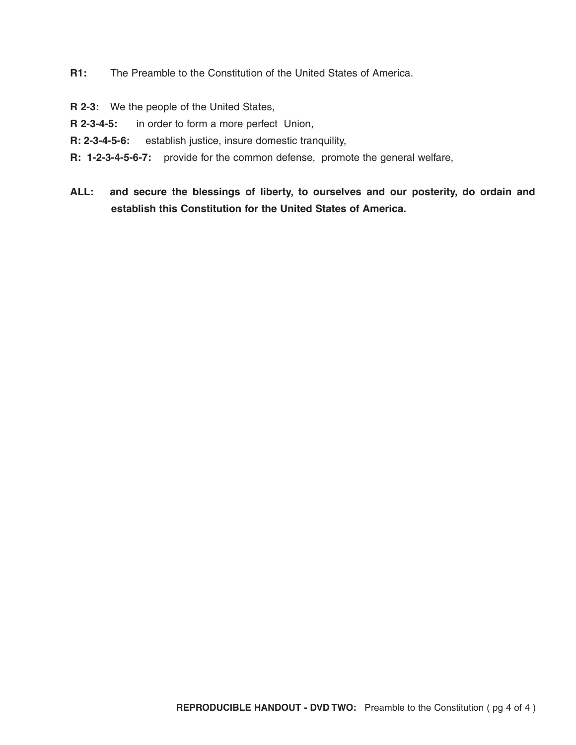**R1:** The Preamble to the Constitution of the United States of America.

**R 2-3:** We the people of the United States,

**R 2-3-4-5:** in order to form a more perfect Union,

**R: 2-3-4-5-6:** establish justice, insure domestic tranquility,

**R: 1-2-3-4-5-6-7:** provide for the common defense, promote the general welfare,

**ALL: and secure the blessings of liberty, to ourselves and our posterity, do ordain and establish this Constitution for the United States of America.**